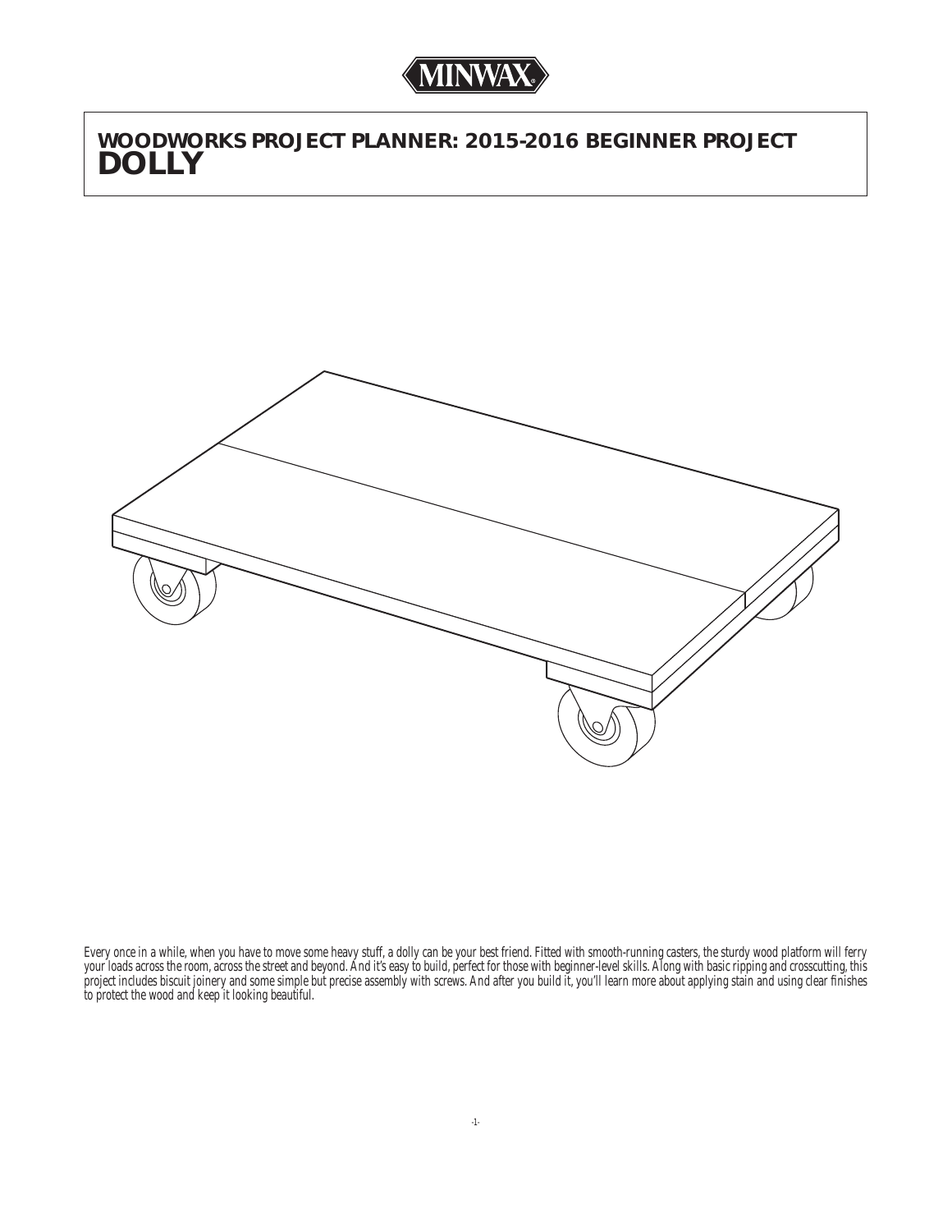MINWAX

# WOODWORKS PROJECT PLANNER: 2015-2016 BEGINNER PROJECT
# DOLLY

*Every once in a while, when you have to move some heavy stuff, a dolly can be your best friend. Fitted with smooth-running casters, the sturdy wood platform will ferry your loads across the room, across the street and beyond. And it's easy to build, perfect for those with beginner-level skills. Along with basic ripping and crosscutting, this project includes biscuit joinery and some simple but precise assembly with screws. And after you build it, you'll learn more about applying stain and using clear finishes to protect the wood and keep it looking beautiful.*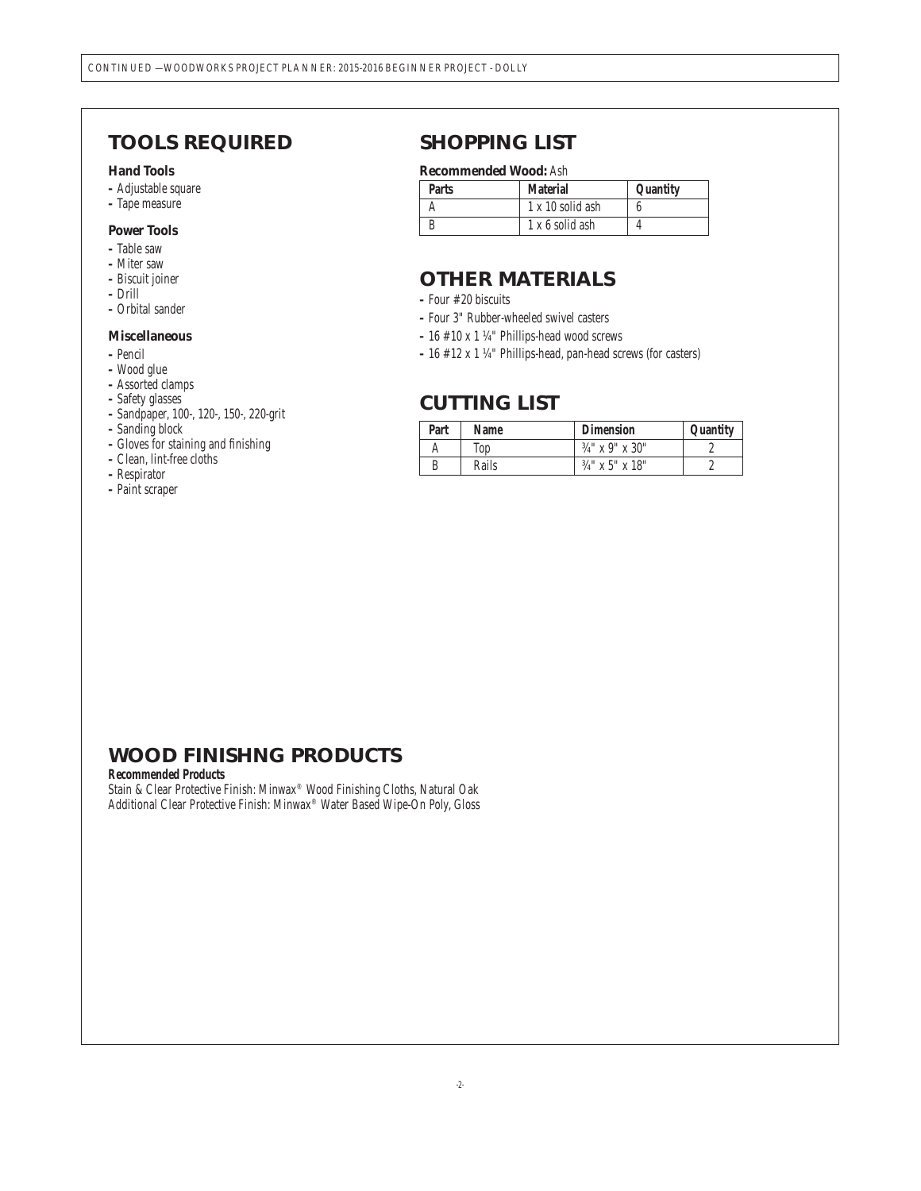## TOOLS REQUIRED

### Hand Tools

- Adjustable square
- Tape measure

### Power Tools

- Table saw
- Miter saw
- Biscuit joiner
- Drill
- Orbital sander

### Miscellaneous

- Pencil
- Wood glue
- Assorted clamps
- Safety glasses
- Sandpaper, 100-, 120-, 150-, 220-grit
- Sanding block
- Gloves for staining and finishing
- Clean, lint-free cloths
- Respirator
- Paint scraper

## SHOPPING LIST

**Recommended Wood:** Ash

| Parts | Material | Quantity |
|---|---|---|
| A | 1 x 10 solid ash | 6 |
| B | 1 x 6 solid ash | 4 |

## OTHER MATERIALS

- Four #20 biscuits
- Four 3" Rubber-wheeled swivel casters
- 16 #10 x 1 ¼" Phillips-head wood screws
- 16 #12 x 1 ¼" Phillips-head, pan-head screws (for casters)

## CUTTING LIST

| Part | Name | Dimension | Quantity |
|---|---|---|---|
| A | Top | ¾" x 9" x 30" | 2 |
| B | Rails | ¾" x 5" x 18" | 2 |

## WOOD FINISHNG PRODUCTS

***Recommended Products***

Stain & Clear Protective Finish: Minwax® Wood Finishing Cloths, Natural Oak
Additional Clear Protective Finish: Minwax® Water Based Wipe-On Poly, Gloss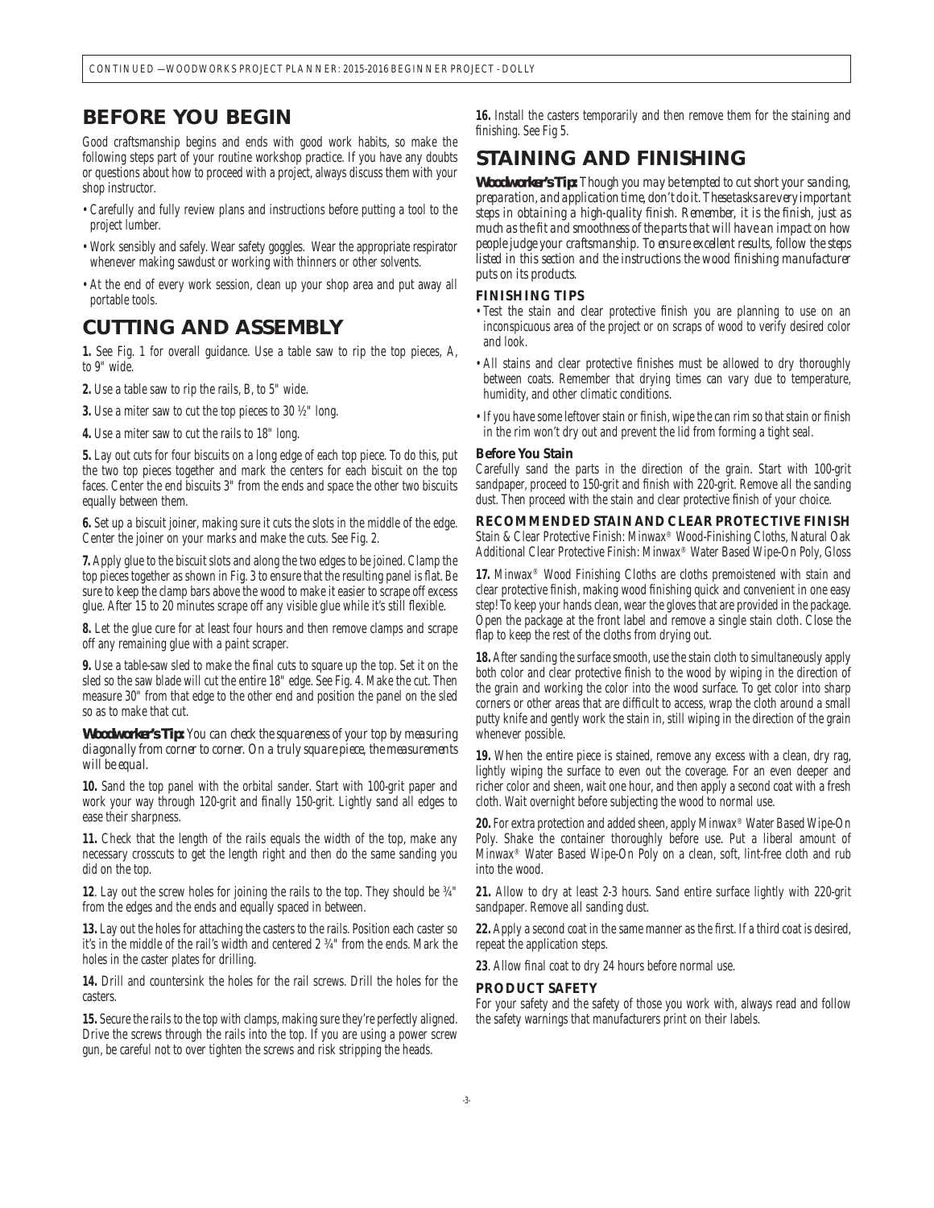## BEFORE YOU BEGIN

Good craftsmanship begins and ends with good work habits, so make the following steps part of your routine workshop practice. If you have any doubts or questions about how to proceed with a project, always discuss them with your shop instructor.

- Carefully and fully review plans and instructions before putting a tool to the project lumber.
- Work sensibly and safely. Wear safety goggles. Wear the appropriate respirator whenever making sawdust or working with thinners or other solvents.
- At the end of every work session, clean up your shop area and put away all portable tools.

## CUTTING AND ASSEMBLY

**1.** See Fig. 1 for overall guidance. Use a table saw to rip the top pieces, A, to 9" wide.

**2.** Use a table saw to rip the rails, B, to 5" wide.

**3.** Use a miter saw to cut the top pieces to 30 ½" long.

**4.** Use a miter saw to cut the rails to 18" long.

**5.** Lay out cuts for four biscuits on a long edge of each top piece. To do this, put the two top pieces together and mark the centers for each biscuit on the top faces. Center the end biscuits 3" from the ends and space the other two biscuits equally between them.

**6.** Set up a biscuit joiner, making sure it cuts the slots in the middle of the edge. Center the joiner on your marks and make the cuts. See Fig. 2.

**7.** Apply glue to the biscuit slots and along the two edges to be joined. Clamp the top pieces together as shown in Fig. 3 to ensure that the resulting panel is flat. Be sure to keep the clamp bars above the wood to make it easier to scrape off excess glue. After 15 to 20 minutes scrape off any visible glue while it's still flexible.

**8.** Let the glue cure for at least four hours and then remove clamps and scrape off any remaining glue with a paint scraper.

**9.** Use a table-saw sled to make the final cuts to square up the top. Set it on the sled so the saw blade will cut the entire 18" edge. See Fig. 4. Make the cut. Then measure 30" from that edge to the other end and position the panel on the sled so as to make that cut.

***Woodworker's Tip:*** *You can check the squareness of your top by measuring diagonally from corner to corner. On a truly square piece, the measurements will be equal.*

**10.** Sand the top panel with the orbital sander. Start with 100-grit paper and work your way through 120-grit and finally 150-grit. Lightly sand all edges to ease their sharpness.

**11.** Check that the length of the rails equals the width of the top, make any necessary crosscuts to get the length right and then do the same sanding you did on the top.

**12**. Lay out the screw holes for joining the rails to the top. They should be ¾" from the edges and the ends and equally spaced in between.

**13.** Lay out the holes for attaching the casters to the rails. Position each caster so it's in the middle of the rail's width and centered 2 ¾" from the ends. Mark the holes in the caster plates for drilling.

**14.** Drill and countersink the holes for the rail screws. Drill the holes for the casters.

**15.** Secure the rails to the top with clamps, making sure they're perfectly aligned. Drive the screws through the rails into the top. If you are using a power screw gun, be careful not to over tighten the screws and risk stripping the heads.

**16.** Install the casters temporarily and then remove them for the staining and finishing. See Fig 5.

## STAINING AND FINISHING

***Woodworker's Tip:*** *Though you may be tempted to cut short your sanding, preparation, and application time, don't do it. These tasks are very important steps in obtaining a high-quality finish. Remember, it is the finish, just as much as the fit and smoothness of the parts that will have an impact on how people judge your craftsmanship. To ensure excellent results, follow the steps listed in this section and the instructions the wood finishing manufacturer puts on its products.*

### FINISHING TIPS

- Test the stain and clear protective finish you are planning to use on an inconspicuous area of the project or on scraps of wood to verify desired color and look.
- All stains and clear protective finishes must be allowed to dry thoroughly between coats. Remember that drying times can vary due to temperature, humidity, and other climatic conditions.
- If you have some leftover stain or finish, wipe the can rim so that stain or finish in the rim won't dry out and prevent the lid from forming a tight seal.

### Before You Stain

Carefully sand the parts in the direction of the grain. Start with 100-grit sandpaper, proceed to 150-grit and finish with 220-grit. Remove all the sanding dust. Then proceed with the stain and clear protective finish of your choice.

### RECOMMENDED STAIN AND CLEAR PROTECTIVE FINISH

Stain & Clear Protective Finish: Minwax® Wood-Finishing Cloths, Natural Oak
Additional Clear Protective Finish: Minwax® Water Based Wipe-On Poly, Gloss

**17.** Minwax® Wood Finishing Cloths are cloths premoistened with stain and clear protective finish, making wood finishing quick and convenient in one easy step! To keep your hands clean, wear the gloves that are provided in the package. Open the package at the front label and remove a single stain cloth. Close the flap to keep the rest of the cloths from drying out.

**18.** After sanding the surface smooth, use the stain cloth to simultaneously apply both color and clear protective finish to the wood by wiping in the direction of the grain and working the color into the wood surface. To get color into sharp corners or other areas that are difficult to access, wrap the cloth around a small putty knife and gently work the stain in, still wiping in the direction of the grain whenever possible.

**19.** When the entire piece is stained, remove any excess with a clean, dry rag, lightly wiping the surface to even out the coverage. For an even deeper and richer color and sheen, wait one hour, and then apply a second coat with a fresh cloth. Wait overnight before subjecting the wood to normal use.

**20.** For extra protection and added sheen, apply Minwax® Water Based Wipe-On Poly. Shake the container thoroughly before use. Put a liberal amount of Minwax® Water Based Wipe-On Poly on a clean, soft, lint-free cloth and rub into the wood.

**21.** Allow to dry at least 2-3 hours. Sand entire surface lightly with 220-grit sandpaper. Remove all sanding dust.

**22.** Apply a second coat in the same manner as the first. If a third coat is desired, repeat the application steps.

**23**. Allow final coat to dry 24 hours before normal use.

### PRODUCT SAFETY

For your safety and the safety of those you work with, always read and follow the safety warnings that manufacturers print on their labels.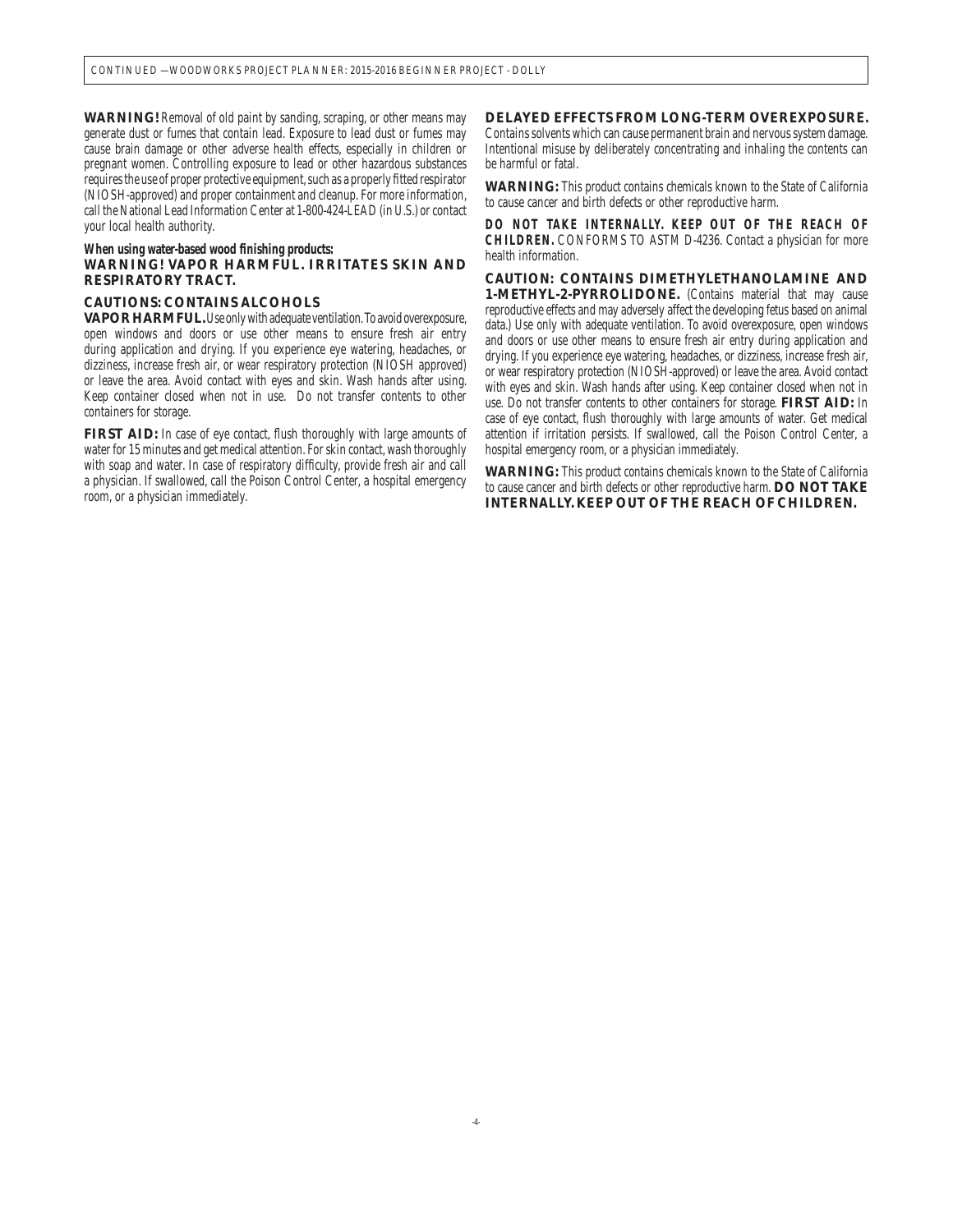**WARNING!** Removal of old paint by sanding, scraping, or other means may generate dust or fumes that contain lead. Exposure to lead dust or fumes may cause brain damage or other adverse health effects, especially in children or pregnant women. Controlling exposure to lead or other hazardous substances requires the use of proper protective equipment, such as a properly fitted respirator (NIOSH-approved) and proper containment and cleanup. For more information, call the National Lead Information Center at 1-800-424-LEAD (in U.S.) or contact your local health authority.

**When using water-based wood finishing products:**
**WARNING! VAPOR HARMFUL. IRRITATES SKIN AND RESPIRATORY TRACT.**

**CAUTIONS: CONTAINS ALCOHOLS**
**VAPOR HARMFUL.** Use only with adequate ventilation. To avoid overexposure, open windows and doors or use other means to ensure fresh air entry during application and drying. If you experience eye watering, headaches, or dizziness, increase fresh air, or wear respiratory protection (NIOSH approved) or leave the area. Avoid contact with eyes and skin. Wash hands after using. Keep container closed when not in use. Do not transfer contents to other containers for storage.

**FIRST AID:** In case of eye contact, flush thoroughly with large amounts of water for 15 minutes and get medical attention. For skin contact, wash thoroughly with soap and water. In case of respiratory difficulty, provide fresh air and call a physician. If swallowed, call the Poison Control Center, a hospital emergency room, or a physician immediately.

**DELAYED EFFECTS FROM LONG-TERM OVEREXPOSURE.** Contains solvents which can cause permanent brain and nervous system damage. Intentional misuse by deliberately concentrating and inhaling the contents can be harmful or fatal.

**WARNING:** This product contains chemicals known to the State of California to cause cancer and birth defects or other reproductive harm.

***DO NOT TAKE INTERNALLY. KEEP OUT OF THE REACH OF CHILDREN.*** CONFORMS TO ASTM D-4236. Contact a physician for more health information.

**CAUTION: CONTAINS DIMETHYLETHANOLAMINE AND 1-METHYL-2-PYRROLIDONE.** (Contains material that may cause reproductive effects and may adversely affect the developing fetus based on animal data.) Use only with adequate ventilation. To avoid overexposure, open windows and doors or use other means to ensure fresh air entry during application and drying. If you experience eye watering, headaches, or dizziness, increase fresh air, or wear respiratory protection (NIOSH-approved) or leave the area. Avoid contact with eyes and skin. Wash hands after using. Keep container closed when not in use. Do not transfer contents to other containers for storage. **FIRST AID:** In case of eye contact, flush thoroughly with large amounts of water. Get medical attention if irritation persists. If swallowed, call the Poison Control Center, a hospital emergency room, or a physician immediately.

**WARNING:** This product contains chemicals known to the State of California to cause cancer and birth defects or other reproductive harm. **DO NOT TAKE INTERNALLY. KEEP OUT OF THE REACH OF CHILDREN.**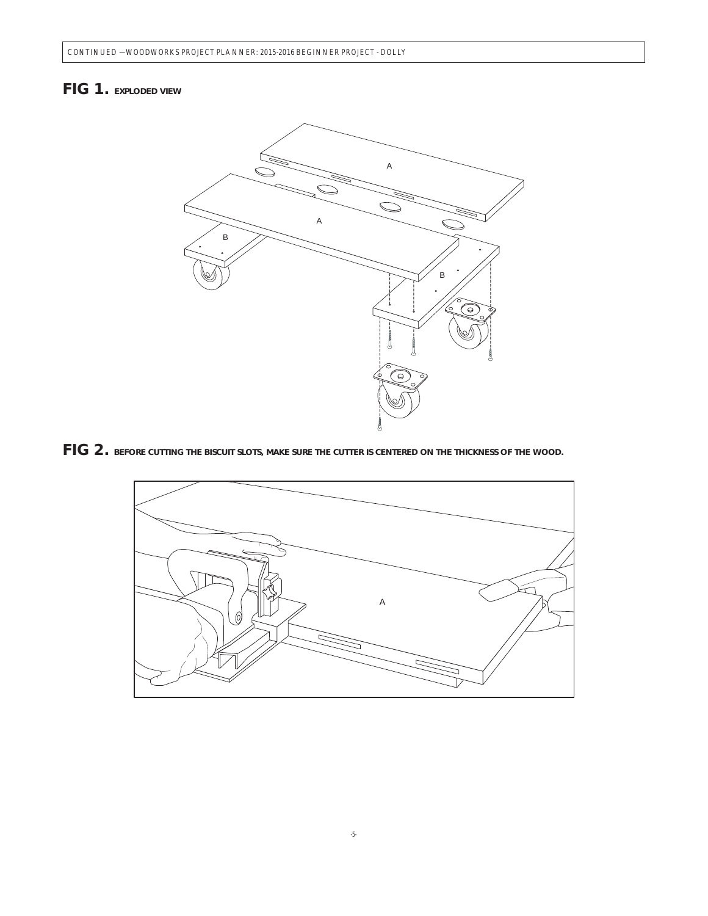## FIG 1. EXPLODED VIEW

## FIG 2. BEFORE CUTTING THE BISCUIT SLOTS, MAKE SURE THE CUTTER IS CENTERED ON THE THICKNESS OF THE WOOD.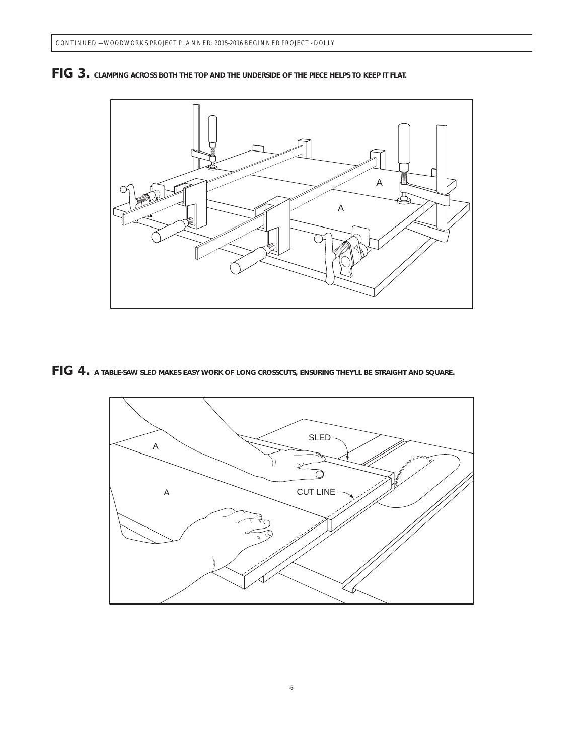**FIG 3.** CLAMPING ACROSS BOTH THE TOP AND THE UNDERSIDE OF THE PIECE HELPS TO KEEP IT FLAT.

**FIG 4.** A TABLE-SAW SLED MAKES EASY WORK OF LONG CROSSCUTS, ENSURING THEY'LL BE STRAIGHT AND SQUARE.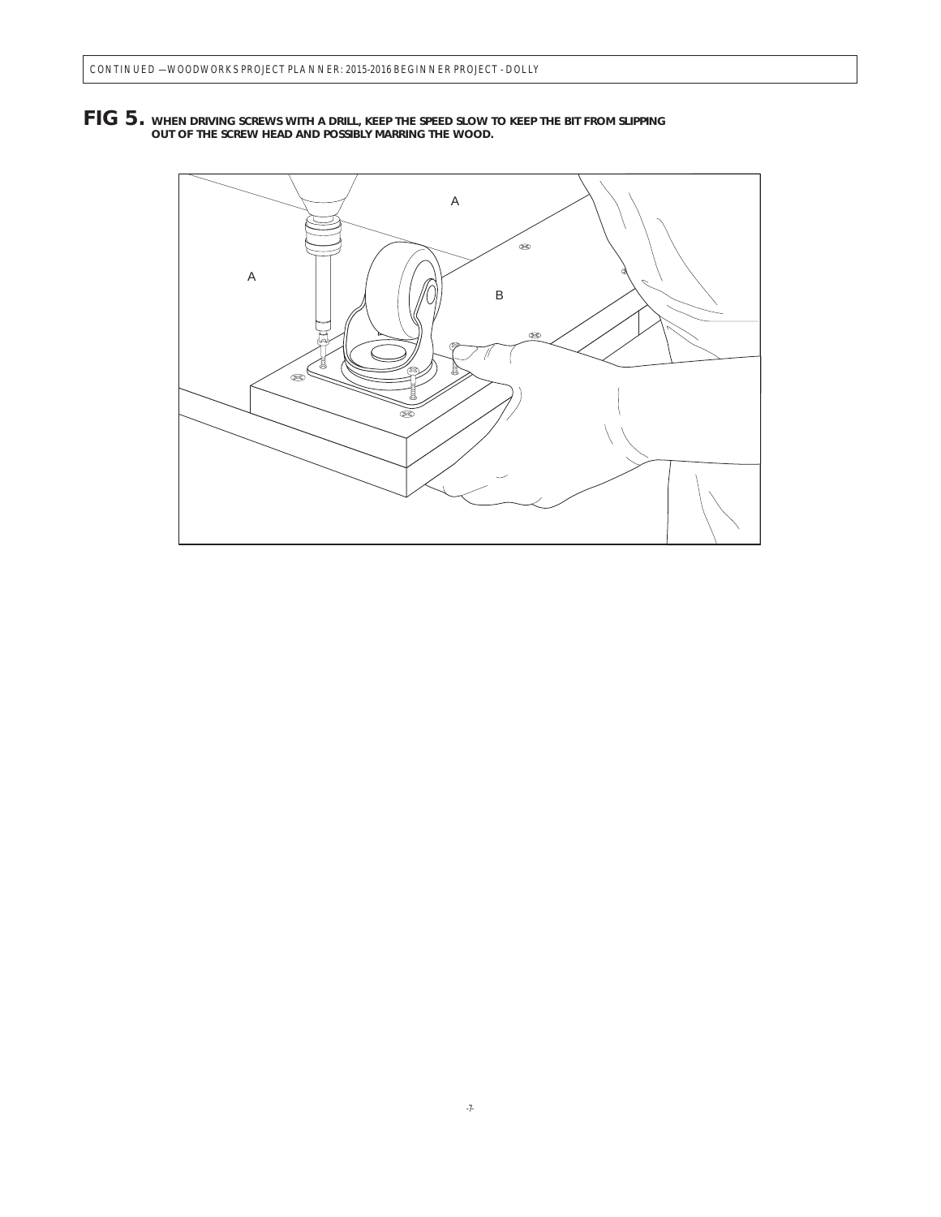**FIG 5.** **WHEN DRIVING SCREWS WITH A DRILL, KEEP THE SPEED SLOW TO KEEP THE BIT FROM SLIPPING OUT OF THE SCREW HEAD AND POSSIBLY MARRING THE WOOD.**

A

A

B